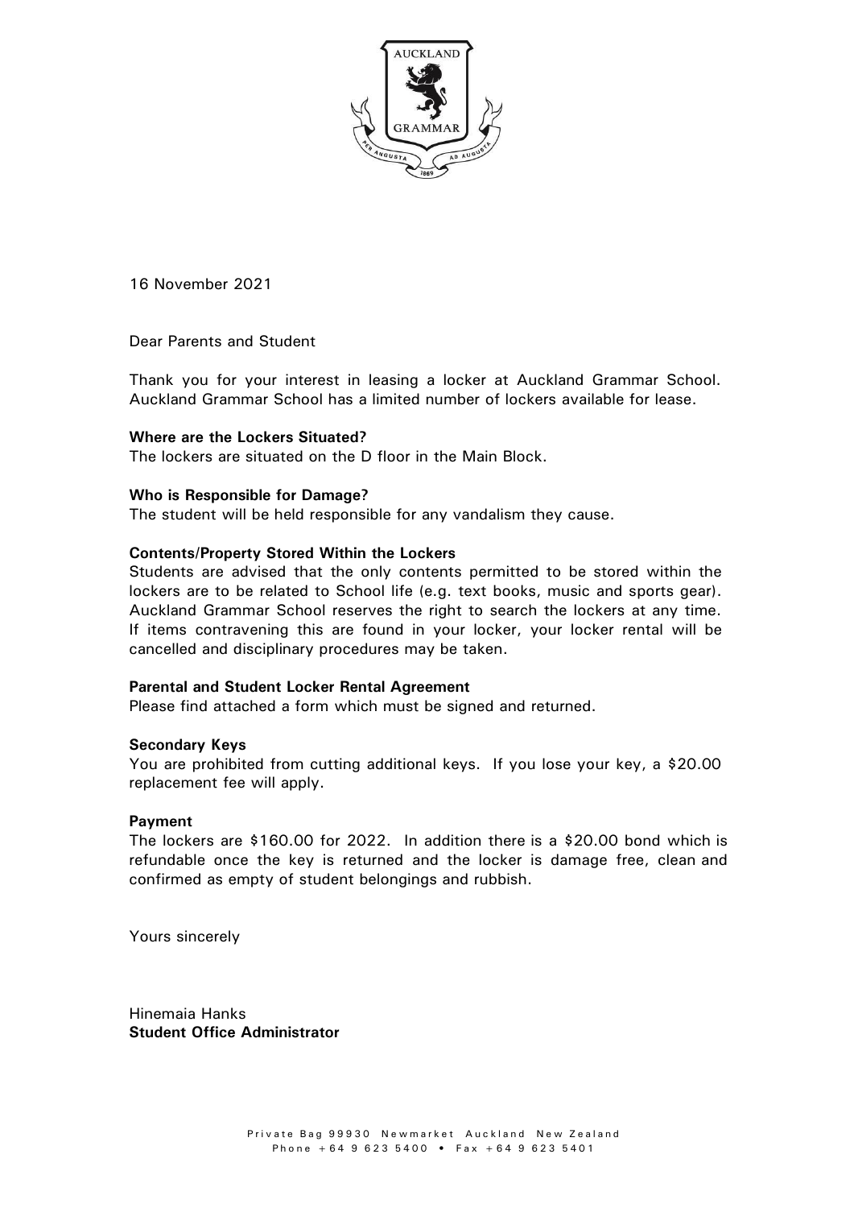16 November 2021

Dear Parents and Student

Thank you for your interest in leasing a locker at Auckland Grammar School. Auckland Grammar School has a limited number of lockers available for lease.

**Where are the Lockers Situated?**

The lockers are situated on the D floor in the Main Block.

**Who is Responsible for Damage?**

The student will be held responsible for any vandalism they cause.

**Contents/Property Stored Within the Lockers**

Students are advised that the only contents permitted to be stored within the lockers are to be related to School life (e.g. text books, music and sports gear). Auckland Grammar School reserves the right to search the lockers at any time. If items contravening this are found in your locker, your locker rental will be cancelled and disciplinary procedures may be taken.

**Parental and Student Locker Rental Agreement**

Please find attached a form which must be signed and returned.

**Secondary Keys**

You are prohibited from cutting additional keys. If you lose your key, a $20.00 replacement fee will apply.

**Payment**

The lockers are $160.00 for 2022. In addition there is a $20.00 bond which is refundable once the key is returned and the locker is damage free, clean and confirmed as empty of student belongings and rubbish.

Yours sincerely

Hinemaia Hanks
**Student Office Administrator**

Private Bag 99930 Newmarket Auckland New Zealand
Phone +64 9 623 5400 • Fax +64 9 623 5401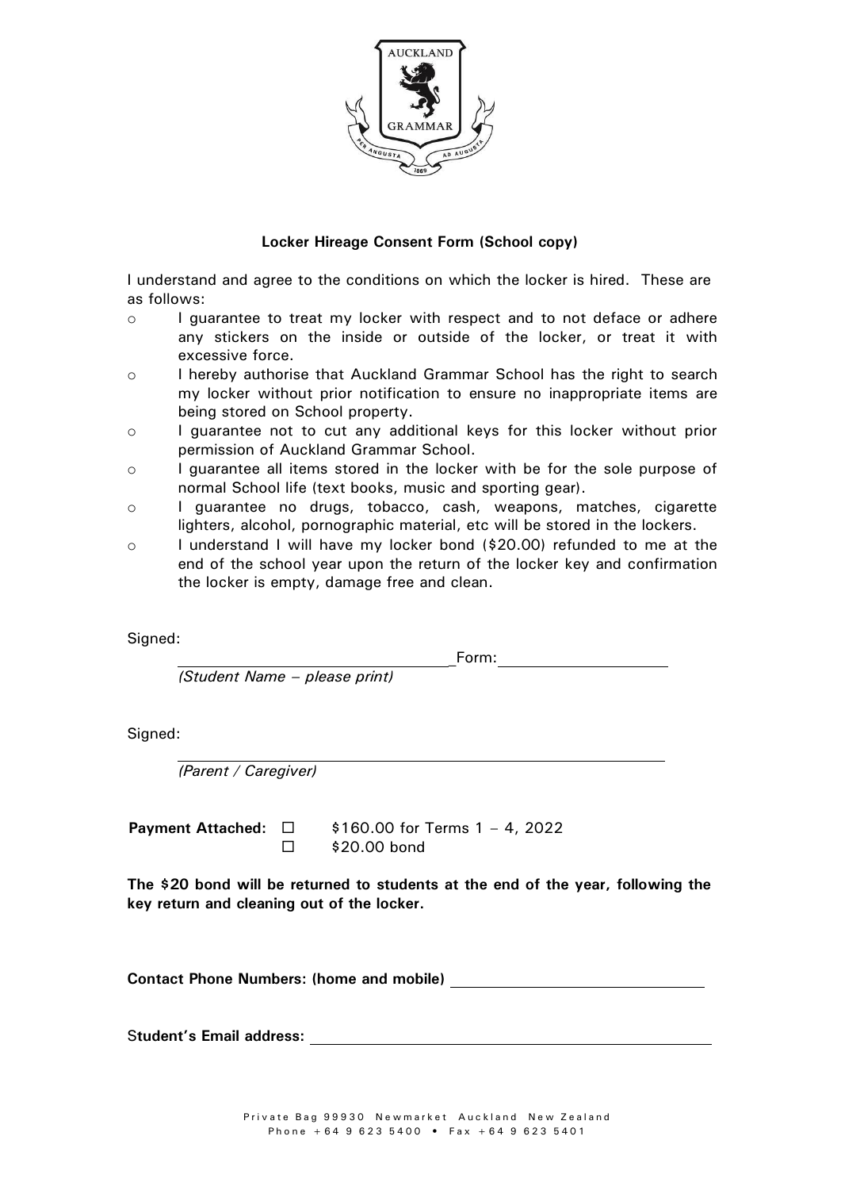**Locker Hireage Consent Form (School copy)**

I understand and agree to the conditions on which the locker is hired. These are as follows:

- I guarantee to treat my locker with respect and to not deface or adhere any stickers on the inside or outside of the locker, or treat it with excessive force.
- I hereby authorise that Auckland Grammar School has the right to search my locker without prior notification to ensure no inappropriate items are being stored on School property.
- I guarantee not to cut any additional keys for this locker without prior permission of Auckland Grammar School.
- I guarantee all items stored in the locker with be for the sole purpose of normal School life (text books, music and sporting gear).
- I guarantee no drugs, tobacco, cash, weapons, matches, cigarette lighters, alcohol, pornographic material, etc will be stored in the lockers.
- I understand I will have my locker bond ($20.00) refunded to me at the end of the school year upon the return of the locker key and confirmation the locker is empty, damage free and clean.

Signed:

\_\_\_\_\_\_\_\_\_\_\_\_\_\_\_\_\_\_\_\_\_\_\_\_\_\_\_\_\_\_ Form: \_\_\_\_\_\_\_\_\_\_\_\_\_\_\_\_\_\_\_\_

*(Student Name – please print)*

Signed:

\_\_\_\_\_\_\_\_\_\_\_\_\_\_\_\_\_\_\_\_\_\_\_\_\_\_\_\_\_\_\_\_\_\_\_\_\_\_\_\_\_\_\_\_\_\_\_\_

*(Parent / Caregiver)*

**Payment Attached:** ☐ $160.00 for Terms 1 – 4, 2022
☐ $20.00 bond

**The $20 bond will be returned to students at the end of the year, following the key return and cleaning out of the locker.**

**Contact Phone Numbers: (home and mobile)** \_\_\_\_\_\_\_\_\_\_\_\_\_\_\_\_\_\_\_\_\_\_\_\_\_\_\_\_

**Student's Email address:** \_\_\_\_\_\_\_\_\_\_\_\_\_\_\_\_\_\_\_\_\_\_\_\_\_\_\_\_\_\_\_\_\_\_\_\_\_\_\_\_\_\_\_\_

Private Bag 99930 Newmarket Auckland New Zealand
Phone +64 9 623 5400 • Fax +64 9 623 5401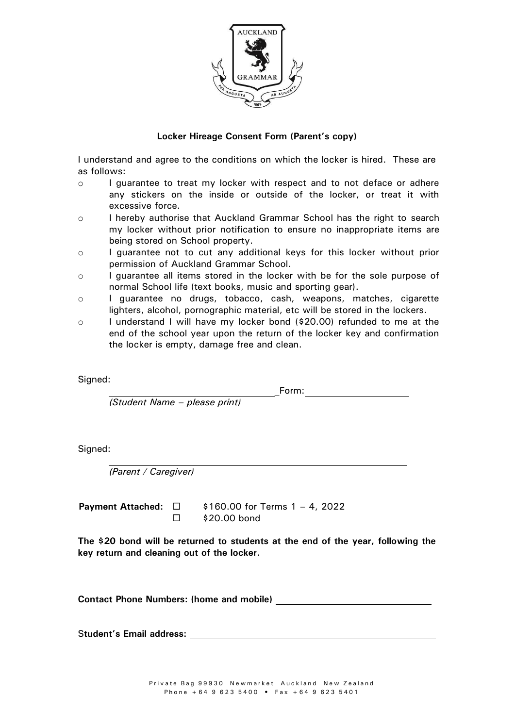**Locker Hireage Consent Form (Parent's copy)**

I understand and agree to the conditions on which the locker is hired. These are as follows:

- I guarantee to treat my locker with respect and to not deface or adhere any stickers on the inside or outside of the locker, or treat it with excessive force.
- I hereby authorise that Auckland Grammar School has the right to search my locker without prior notification to ensure no inappropriate items are being stored on School property.
- I guarantee not to cut any additional keys for this locker without prior permission of Auckland Grammar School.
- I guarantee all items stored in the locker with be for the sole purpose of normal School life (text books, music and sporting gear).
- I guarantee no drugs, tobacco, cash, weapons, matches, cigarette lighters, alcohol, pornographic material, etc will be stored in the lockers.
- I understand I will have my locker bond ($20.00) refunded to me at the end of the school year upon the return of the locker key and confirmation the locker is empty, damage free and clean.

Signed:

_______________________________ Form: ____________________

*(Student Name – please print)*

Signed:

_______________________________________________

*(Parent / Caregiver)*

**Payment Attached:** ☐ $160.00 for Terms 1 – 4, 2022

☐ $20.00 bond

**The $20 bond will be returned to students at the end of the year, following the key return and cleaning out of the locker.**

**Contact Phone Numbers: (home and mobile)** ____________________________

**Student's Email address:** ____________________________________________

Private Bag 99930 Newmarket Auckland New Zealand
Phone +64 9 623 5400 • Fax +64 9 623 5401